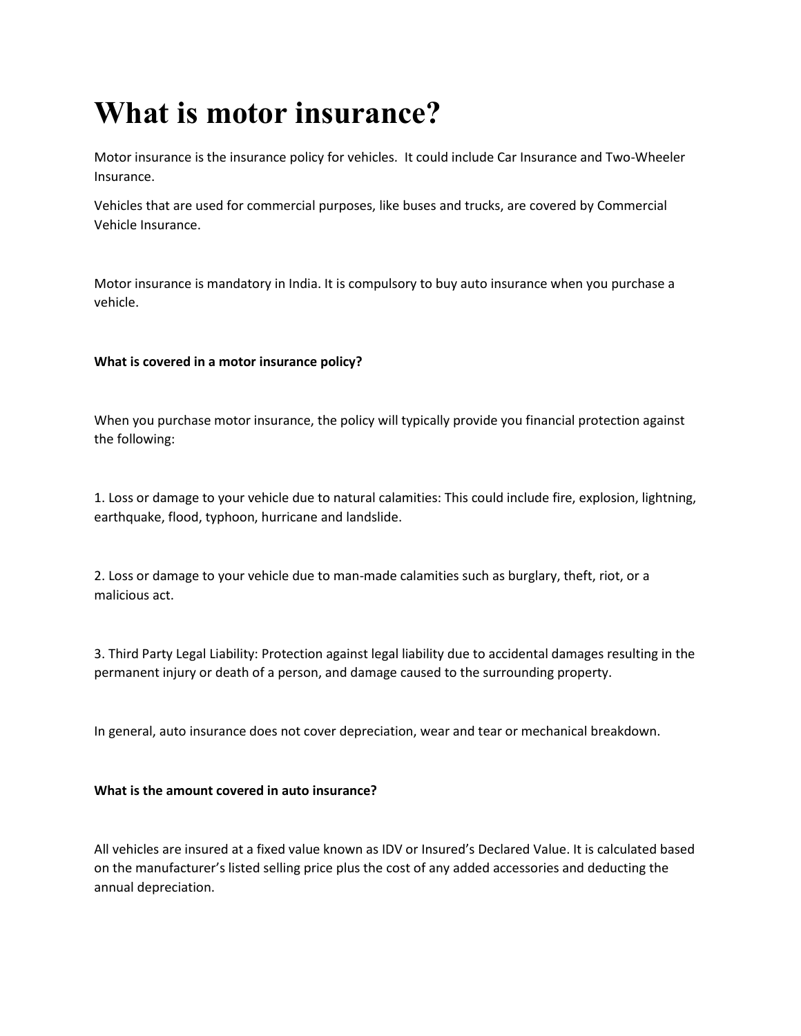# What is motor insurance?

Motor insurance is the insurance policy for vehicles. It could include Car Insurance and Two-Wheeler Insurance.

Vehicles that are used for commercial purposes, like buses and trucks, are covered by Commercial Vehicle Insurance.

Motor insurance is mandatory in India. It is compulsory to buy auto insurance when you purchase a vehicle.

**What is covered in a motor insurance policy?**

When you purchase motor insurance, the policy will typically provide you financial protection against the following:

1. Loss or damage to your vehicle due to natural calamities: This could include fire, explosion, lightning, earthquake, flood, typhoon, hurricane and landslide.

2. Loss or damage to your vehicle due to man-made calamities such as burglary, theft, riot, or a malicious act.

3. Third Party Legal Liability: Protection against legal liability due to accidental damages resulting in the permanent injury or death of a person, and damage caused to the surrounding property.

In general, auto insurance does not cover depreciation, wear and tear or mechanical breakdown.

**What is the amount covered in auto insurance?**

All vehicles are insured at a fixed value known as IDV or Insured's Declared Value. It is calculated based on the manufacturer's listed selling price plus the cost of any added accessories and deducting the annual depreciation.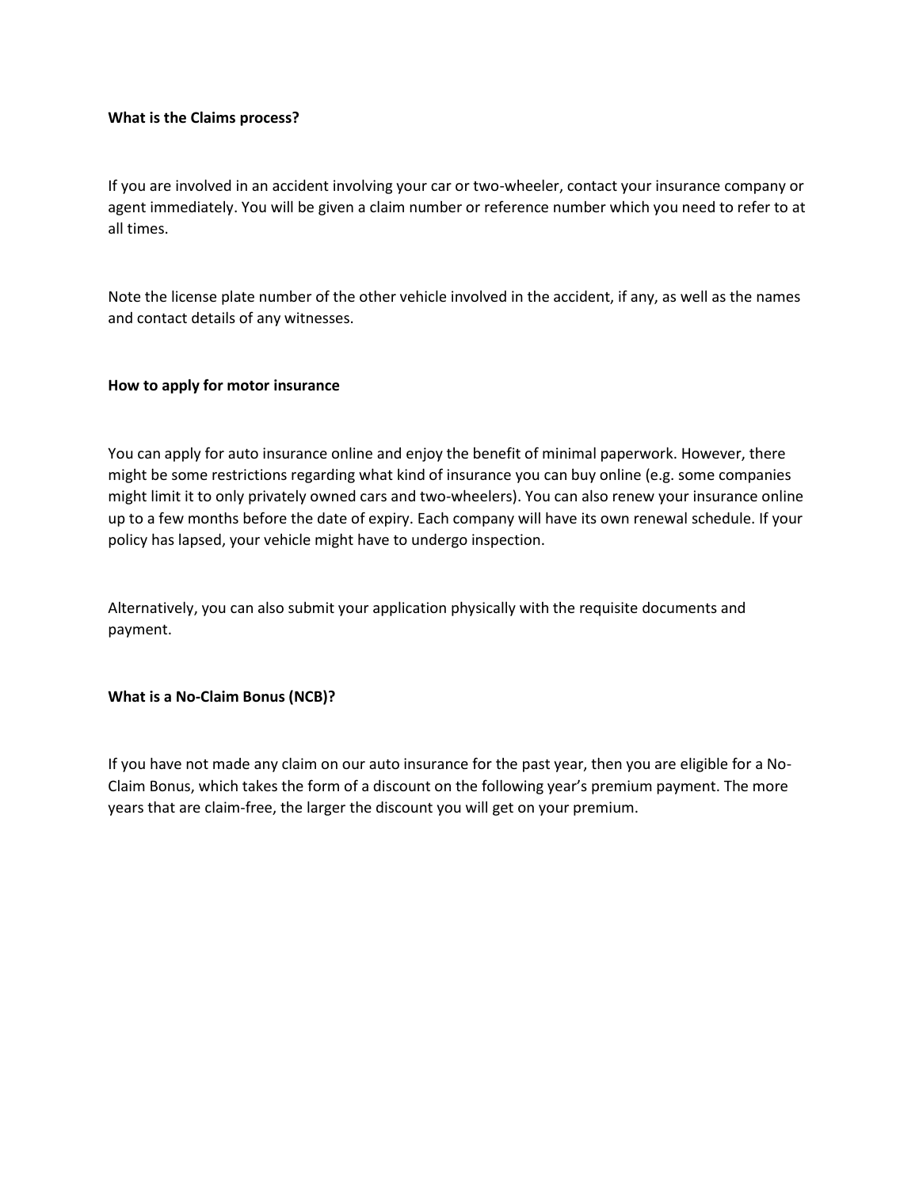**What is the Claims process?**

If you are involved in an accident involving your car or two-wheeler, contact your insurance company or agent immediately. You will be given a claim number or reference number which you need to refer to at all times.

Note the license plate number of the other vehicle involved in the accident, if any, as well as the names and contact details of any witnesses.

**How to apply for motor insurance**

You can apply for auto insurance online and enjoy the benefit of minimal paperwork. However, there might be some restrictions regarding what kind of insurance you can buy online (e.g. some companies might limit it to only privately owned cars and two-wheelers). You can also renew your insurance online up to a few months before the date of expiry. Each company will have its own renewal schedule. If your policy has lapsed, your vehicle might have to undergo inspection.

Alternatively, you can also submit your application physically with the requisite documents and payment.

**What is a No-Claim Bonus (NCB)?**

If you have not made any claim on our auto insurance for the past year, then you are eligible for a No-Claim Bonus, which takes the form of a discount on the following year's premium payment. The more years that are claim-free, the larger the discount you will get on your premium.